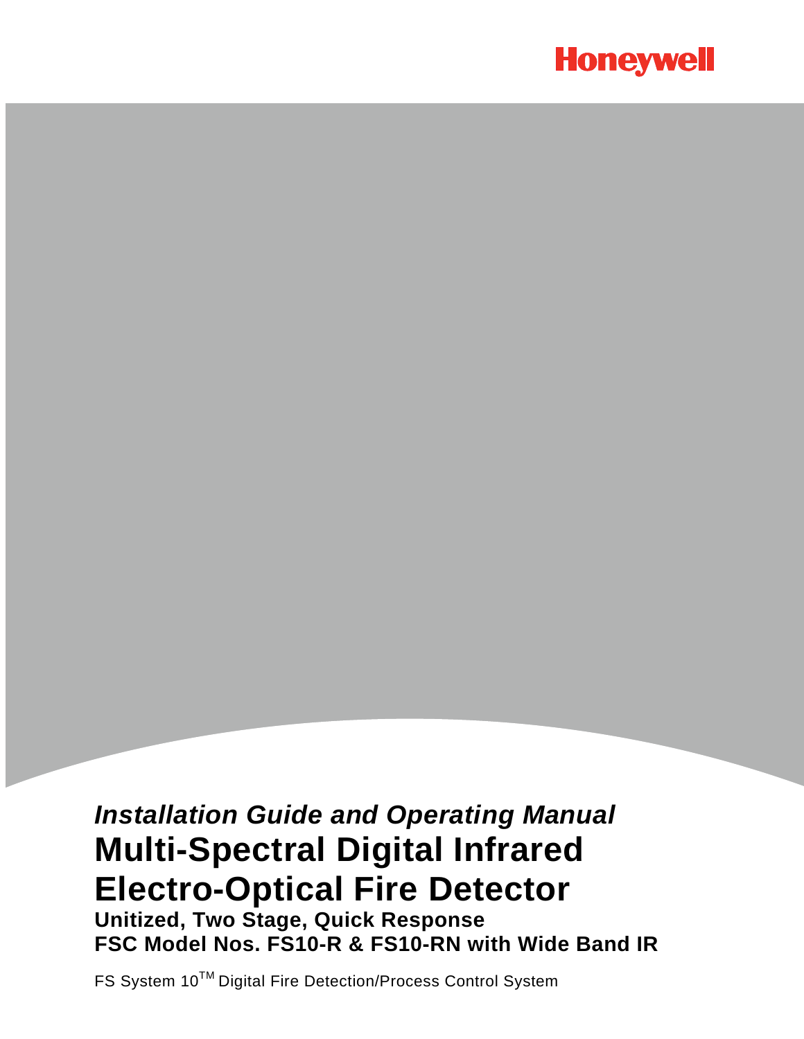Honeywell

*Installation Guide and Operating Manual*

# Multi-Spectral Digital Infrared Electro-Optical Fire Detector

**Unitized, Two Stage, Quick Response**

**FSC Model Nos. FS10-R & FS10-RN with Wide Band IR**

FS System 10™ Digital Fire Detection/Process Control System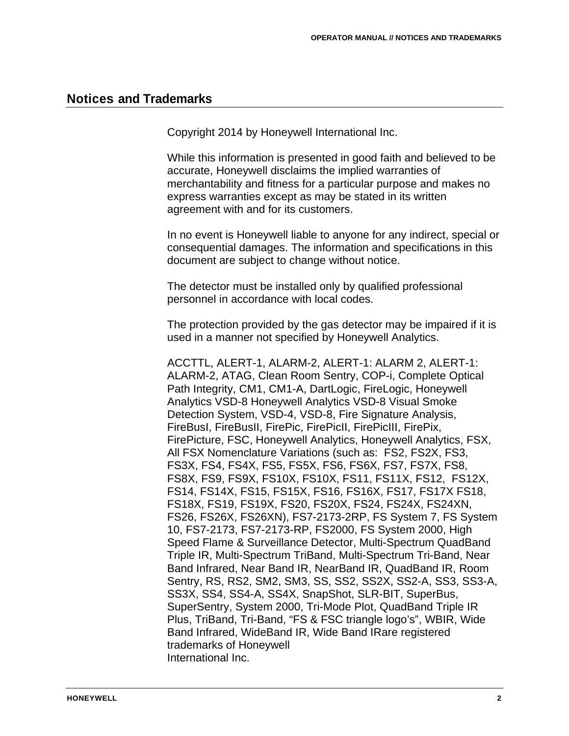## Notices and Trademarks

Copyright 2014 by Honeywell International Inc.

While this information is presented in good faith and believed to be accurate, Honeywell disclaims the implied warranties of merchantability and fitness for a particular purpose and makes no express warranties except as may be stated in its written agreement with and for its customers.

In no event is Honeywell liable to anyone for any indirect, special or consequential damages. The information and specifications in this document are subject to change without notice.

The detector must be installed only by qualified professional personnel in accordance with local codes.

The protection provided by the gas detector may be impaired if it is used in a manner not specified by Honeywell Analytics.

ACCTTL, ALERT-1, ALARM-2, ALERT-1: ALARM 2, ALERT-1: ALARM-2, ATAG, Clean Room Sentry, COP-i, Complete Optical Path Integrity, CM1, CM1-A, DartLogic, FireLogic, Honeywell Analytics VSD-8 Honeywell Analytics VSD-8 Visual Smoke Detection System, VSD-4, VSD-8, Fire Signature Analysis, FireBusI, FireBusII, FirePic, FirePicII, FirePicIII, FirePix, FirePicture, FSC, Honeywell Analytics, Honeywell Analytics, FSX, All FSX Nomenclature Variations (such as: FS2, FS2X, FS3, FS3X, FS4, FS4X, FS5, FS5X, FS6, FS6X, FS7, FS7X, FS8, FS8X, FS9, FS9X, FS10X, FS10X, FS11, FS11X, FS12, FS12X, FS14, FS14X, FS15, FS15X, FS16, FS16X, FS17, FS17X FS18, FS18X, FS19, FS19X, FS20, FS20X, FS24, FS24X, FS24XN, FS26, FS26X, FS26XN), FS7-2173-2RP, FS System 7, FS System 10, FS7-2173, FS7-2173-RP, FS2000, FS System 2000, High Speed Flame & Surveillance Detector, Multi-Spectrum QuadBand Triple IR, Multi-Spectrum TriBand, Multi-Spectrum Tri-Band, Near Band Infrared, Near Band IR, NearBand IR, QuadBand IR, Room Sentry, RS, RS2, SM2, SM3, SS, SS2, SS2X, SS2-A, SS3, SS3-A, SS3X, SS4, SS4-A, SS4X, SnapShot, SLR-BIT, SuperBus, SuperSentry, System 2000, Tri-Mode Plot, QuadBand Triple IR Plus, TriBand, Tri-Band, "FS & FSC triangle logo's", WBIR, Wide Band Infrared, WideBand IR, Wide Band IRare registered trademarks of Honeywell International Inc.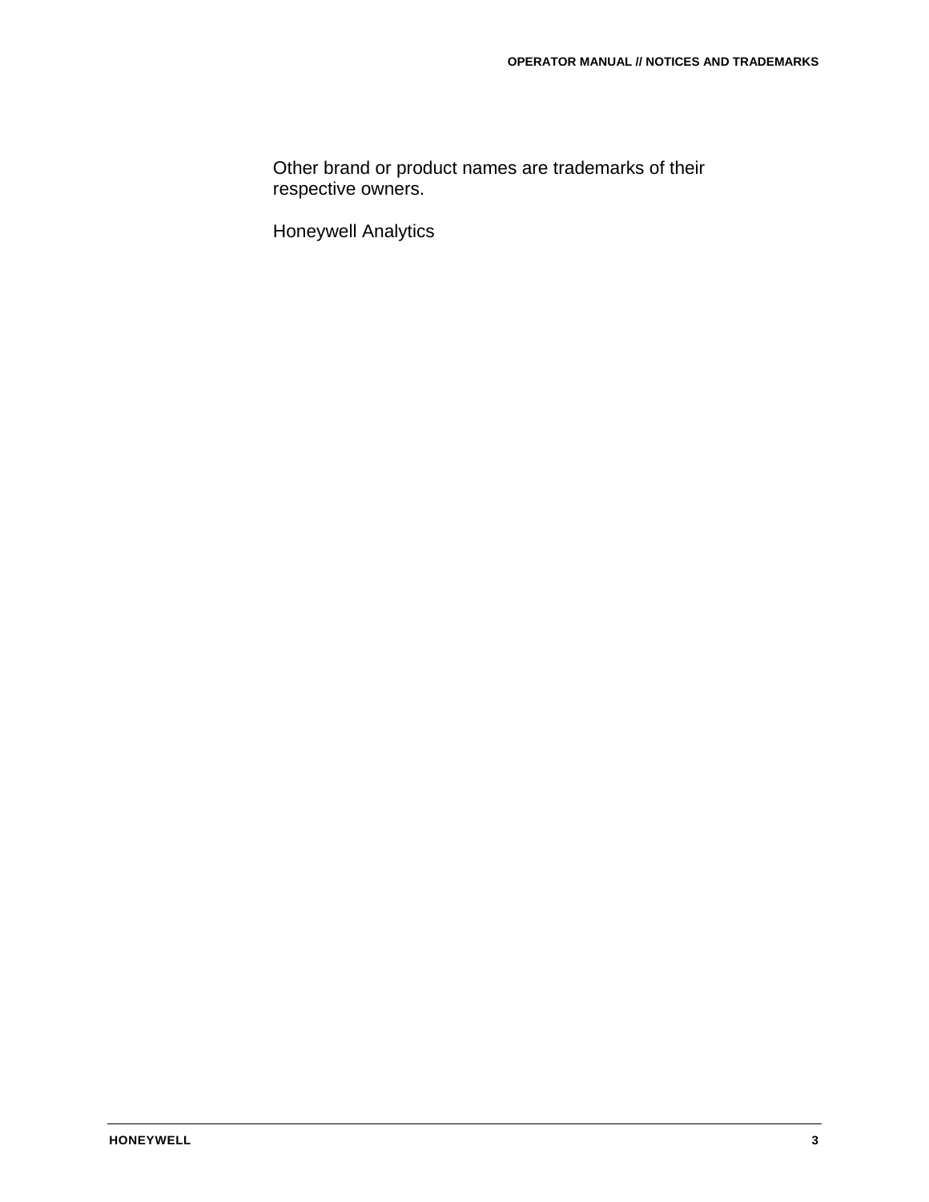Other brand or product names are trademarks of their respective owners.

Honeywell Analytics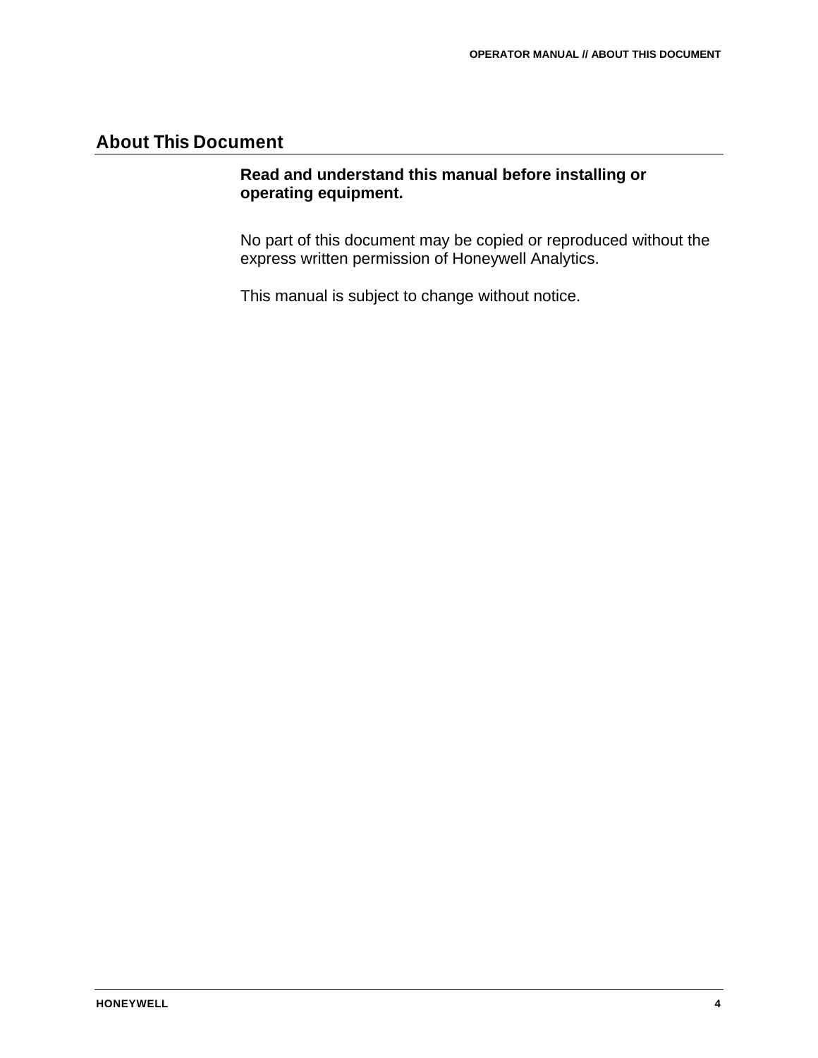# About This Document

**Read and understand this manual before installing or operating equipment.**

No part of this document may be copied or reproduced without the express written permission of Honeywell Analytics.

This manual is subject to change without notice.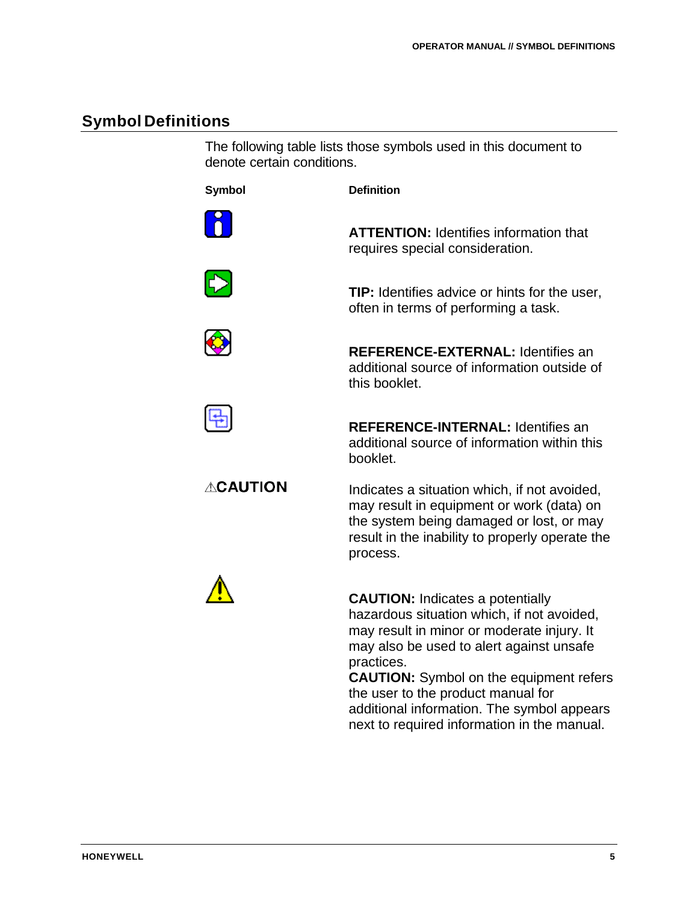## Symbol Definitions

The following table lists those symbols used in this document to denote certain conditions.

| Symbol | Definition |
|---|---|
| | **ATTENTION:** Identifies information that requires special consideration. |
| | **TIP:** Identifies advice or hints for the user, often in terms of performing a task. |
| | **REFERENCE-EXTERNAL:** Identifies an additional source of information outside of this booklet. |
| | **REFERENCE-INTERNAL:** Identifies an additional source of information within this booklet. |
| ⚠CAUTION | Indicates a situation which, if not avoided, may result in equipment or work (data) on the system being damaged or lost, or may result in the inability to properly operate the process. |
| | **CAUTION:** Indicates a potentially hazardous situation which, if not avoided, may result in minor or moderate injury. It may also be used to alert against unsafe practices.<br>**CAUTION:** Symbol on the equipment refers the user to the product manual for additional information. The symbol appears next to required information in the manual. |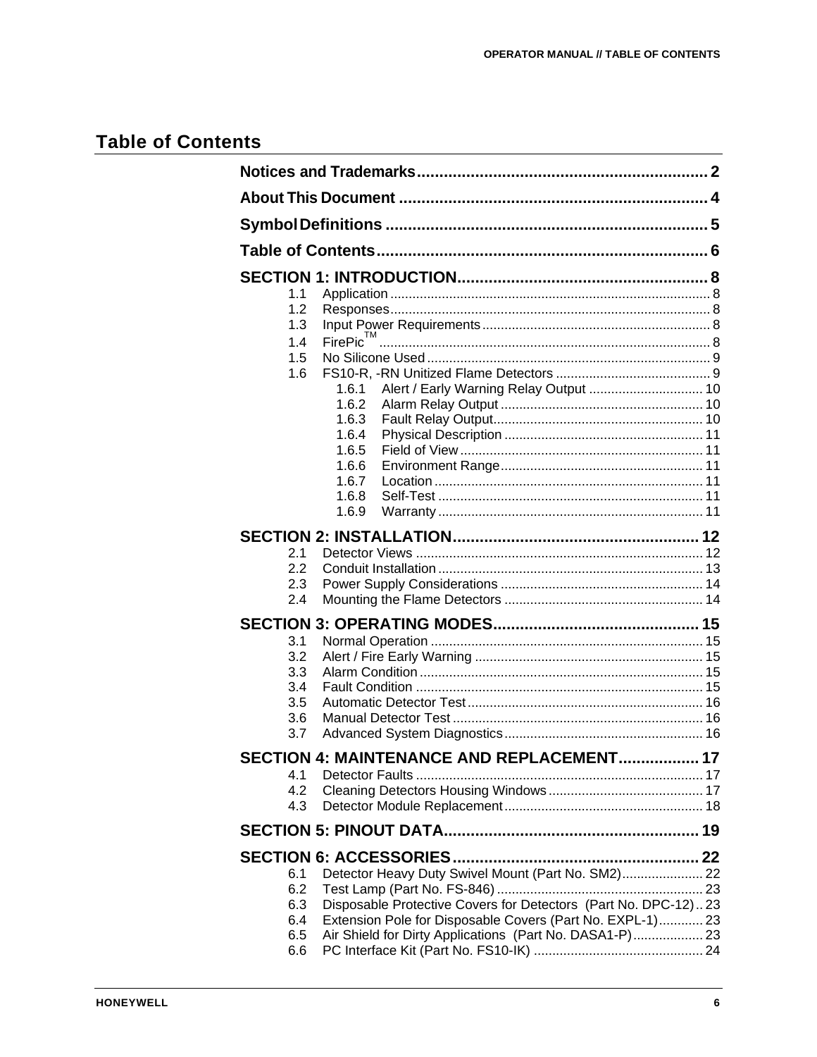# Table of Contents

**Notices and Trademarks** ..... 2

**About This Document** ..... 4

**Symbol Definitions** ..... 5

**Table of Contents** ..... 6

**SECTION 1: INTRODUCTION** ..... 8

- 1.1 Application ..... 8
- 1.2 Responses ..... 8
- 1.3 Input Power Requirements ..... 8
- 1.4 FirePic™ ..... 8
- 1.5 No Silicone Used ..... 9
- 1.6 FS10-R, -RN Unitized Flame Detectors ..... 9
  - 1.6.1 Alert / Early Warning Relay Output ..... 10
  - 1.6.2 Alarm Relay Output ..... 10
  - 1.6.3 Fault Relay Output ..... 10
  - 1.6.4 Physical Description ..... 11
  - 1.6.5 Field of View ..... 11
  - 1.6.6 Environment Range ..... 11
  - 1.6.7 Location ..... 11
  - 1.6.8 Self-Test ..... 11
  - 1.6.9 Warranty ..... 11

**SECTION 2: INSTALLATION** ..... 12

- 2.1 Detector Views ..... 12
- 2.2 Conduit Installation ..... 13
- 2.3 Power Supply Considerations ..... 14
- 2.4 Mounting the Flame Detectors ..... 14

**SECTION 3: OPERATING MODES** ..... 15

- 3.1 Normal Operation ..... 15
- 3.2 Alert / Fire Early Warning ..... 15
- 3.3 Alarm Condition ..... 15
- 3.4 Fault Condition ..... 15
- 3.5 Automatic Detector Test ..... 16
- 3.6 Manual Detector Test ..... 16
- 3.7 Advanced System Diagnostics ..... 16

**SECTION 4: MAINTENANCE AND REPLACEMENT** ..... 17

- 4.1 Detector Faults ..... 17
- 4.2 Cleaning Detectors Housing Windows ..... 17
- 4.3 Detector Module Replacement ..... 18

**SECTION 5: PINOUT DATA** ..... 19

**SECTION 6: ACCESSORIES** ..... 22

- 6.1 Detector Heavy Duty Swivel Mount (Part No. SM2) ..... 22
- 6.2 Test Lamp (Part No. FS-846) ..... 23
- 6.3 Disposable Protective Covers for Detectors (Part No. DPC-12) ..... 23
- 6.4 Extension Pole for Disposable Covers (Part No. EXPL-1) ..... 23
- 6.5 Air Shield for Dirty Applications (Part No. DASA1-P) ..... 23
- 6.6 PC Interface Kit (Part No. FS10-IK) ..... 24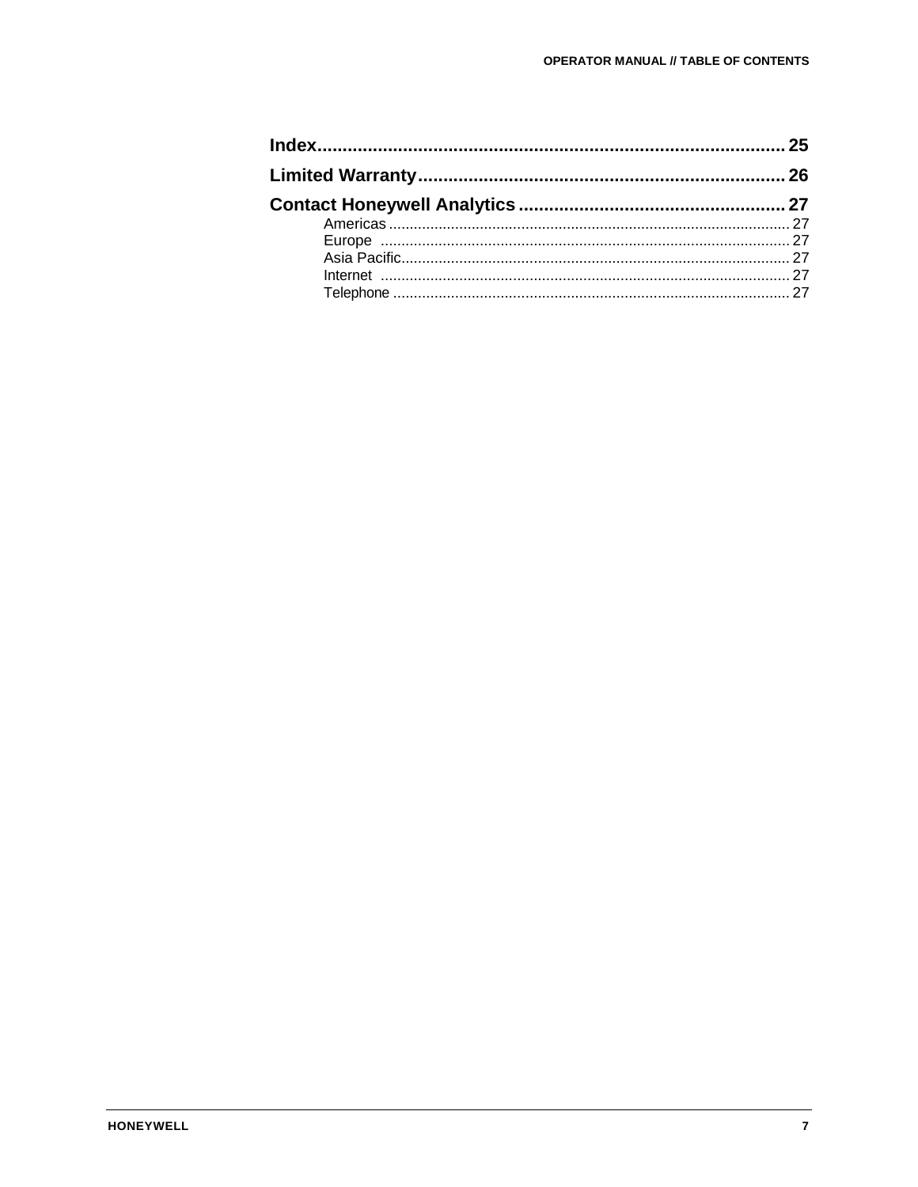**Index** .......................................................................................... 25

**Limited Warranty** ........................................................................ 26

**Contact Honeywell Analytics** .................................................... 27

- Americas ................................................................................................ 27
- Europe .................................................................................................. 27
- Asia Pacific ............................................................................................ 27
- Internet .................................................................................................. 27
- Telephone .............................................................................................. 27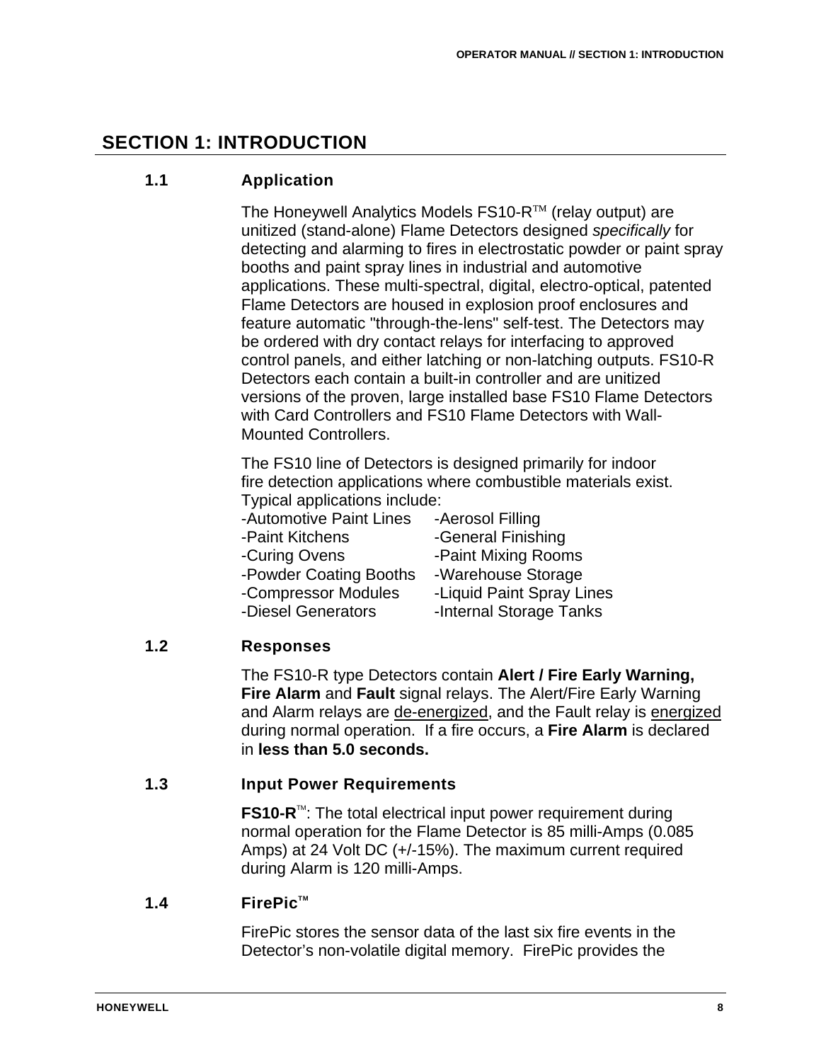# SECTION 1: INTRODUCTION

## 1.1 Application

The Honeywell Analytics Models FS10-R™ (relay output) are unitized (stand-alone) Flame Detectors designed *specifically* for detecting and alarming to fires in electrostatic powder or paint spray booths and paint spray lines in industrial and automotive applications. These multi-spectral, digital, electro-optical, patented Flame Detectors are housed in explosion proof enclosures and feature automatic "through-the-lens" self-test. The Detectors may be ordered with dry contact relays for interfacing to approved control panels, and either latching or non-latching outputs. FS10-R Detectors each contain a built-in controller and are unitized versions of the proven, large installed base FS10 Flame Detectors with Card Controllers and FS10 Flame Detectors with Wall-Mounted Controllers.

The FS10 line of Detectors is designed primarily for indoor fire detection applications where combustible materials exist. Typical applications include:

| | |
|---|---|
| -Automotive Paint Lines | -Aerosol Filling |
| -Paint Kitchens | -General Finishing |
| -Curing Ovens | -Paint Mixing Rooms |
| -Powder Coating Booths | -Warehouse Storage |
| -Compressor Modules | -Liquid Paint Spray Lines |
| -Diesel Generators | -Internal Storage Tanks |

## 1.2 Responses

The FS10-R type Detectors contain **Alert / Fire Early Warning, Fire Alarm** and **Fault** signal relays. The Alert/Fire Early Warning and Alarm relays are <u>de-energized</u>, and the Fault relay is <u>energized</u> during normal operation. If a fire occurs, a **Fire Alarm** is declared in **less than 5.0 seconds.**

## 1.3 Input Power Requirements

**FS10-R**™: The total electrical input power requirement during normal operation for the Flame Detector is 85 milli-Amps (0.085 Amps) at 24 Volt DC (+/-15%). The maximum current required during Alarm is 120 milli-Amps.

## 1.4 FirePic™

FirePic stores the sensor data of the last six fire events in the Detector's non-volatile digital memory. FirePic provides the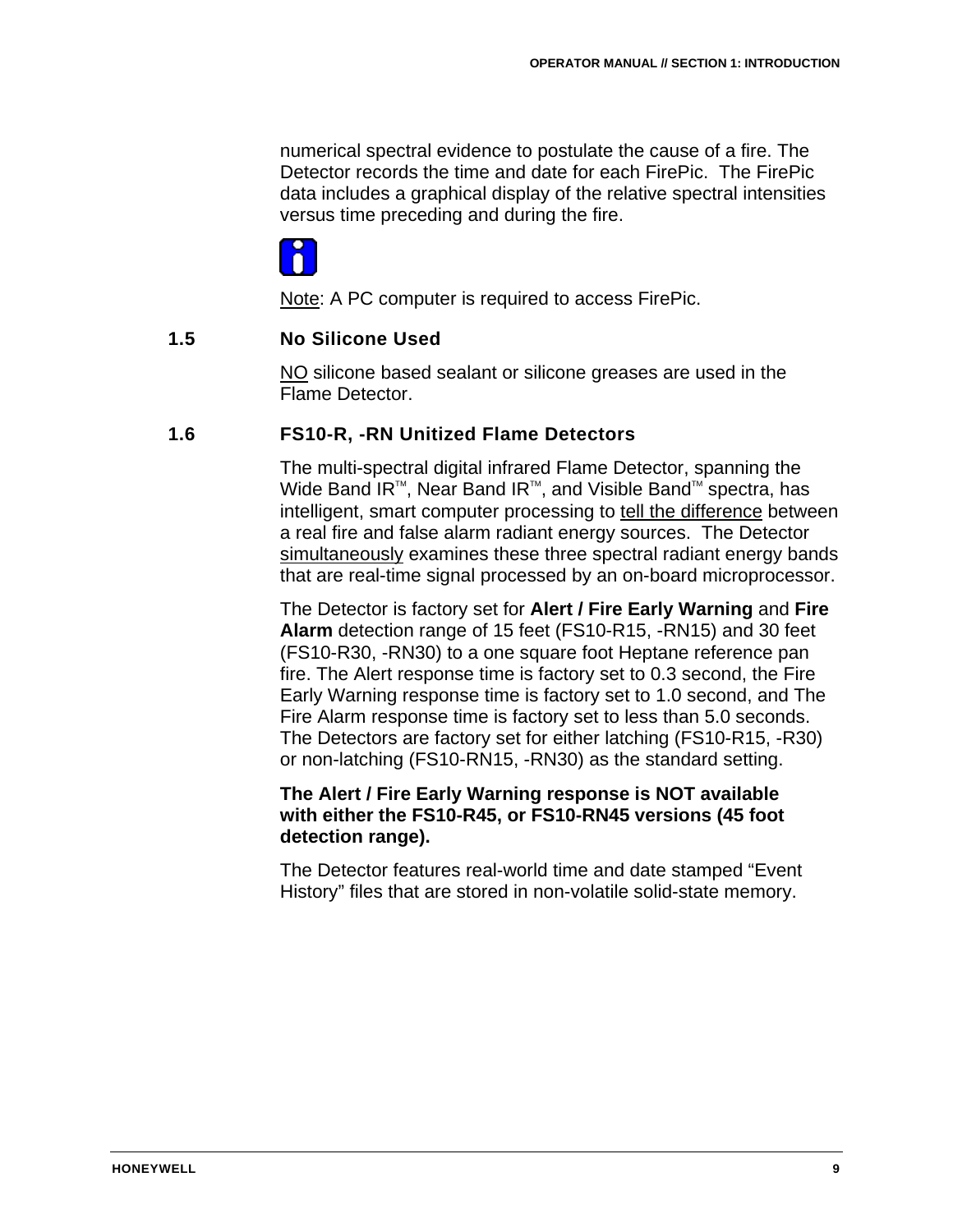numerical spectral evidence to postulate the cause of a fire. The Detector records the time and date for each FirePic. The FirePic data includes a graphical display of the relative spectral intensities versus time preceding and during the fire.

Note: A PC computer is required to access FirePic.

## 1.5 No Silicone Used

NO silicone based sealant or silicone greases are used in the Flame Detector.

## 1.6 FS10-R, -RN Unitized Flame Detectors

The multi-spectral digital infrared Flame Detector, spanning the Wide Band IR™, Near Band IR™, and Visible Band™ spectra, has intelligent, smart computer processing to tell the difference between a real fire and false alarm radiant energy sources. The Detector simultaneously examines these three spectral radiant energy bands that are real-time signal processed by an on-board microprocessor.

The Detector is factory set for **Alert / Fire Early Warning** and **Fire Alarm** detection range of 15 feet (FS10-R15, -RN15) and 30 feet (FS10-R30, -RN30) to a one square foot Heptane reference pan fire. The Alert response time is factory set to 0.3 second, the Fire Early Warning response time is factory set to 1.0 second, and The Fire Alarm response time is factory set to less than 5.0 seconds. The Detectors are factory set for either latching (FS10-R15, -R30) or non-latching (FS10-RN15, -RN30) as the standard setting.

**The Alert / Fire Early Warning response is NOT available with either the FS10-R45, or FS10-RN45 versions (45 foot detection range).**

The Detector features real-world time and date stamped “Event History” files that are stored in non-volatile solid-state memory.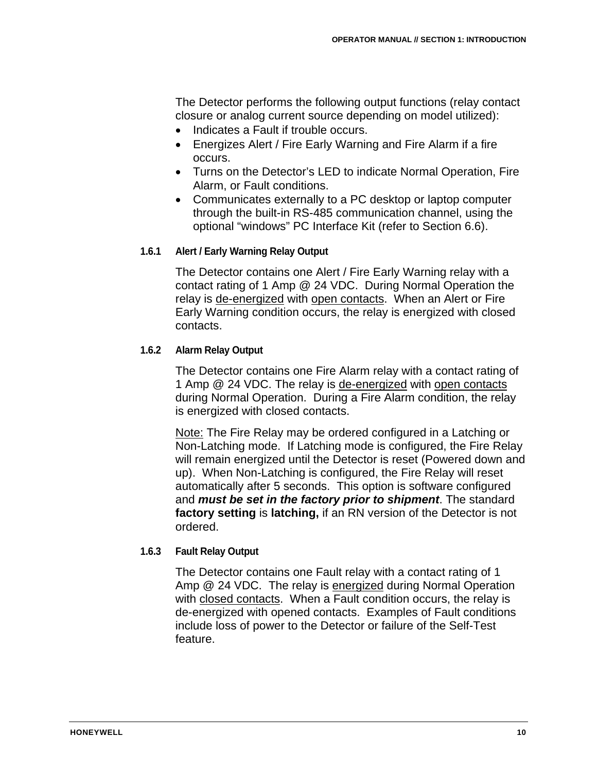The Detector performs the following output functions (relay contact closure or analog current source depending on model utilized):

- Indicates a Fault if trouble occurs.
- Energizes Alert / Fire Early Warning and Fire Alarm if a fire occurs.
- Turns on the Detector's LED to indicate Normal Operation, Fire Alarm, or Fault conditions.
- Communicates externally to a PC desktop or laptop computer through the built-in RS-485 communication channel, using the optional "windows" PC Interface Kit (refer to Section 6.6).

### 1.6.1 Alert / Early Warning Relay Output

The Detector contains one Alert / Fire Early Warning relay with a contact rating of 1 Amp @ 24 VDC. During Normal Operation the relay is de-energized with open contacts. When an Alert or Fire Early Warning condition occurs, the relay is energized with closed contacts.

### 1.6.2 Alarm Relay Output

The Detector contains one Fire Alarm relay with a contact rating of 1 Amp @ 24 VDC. The relay is de-energized with open contacts during Normal Operation. During a Fire Alarm condition, the relay is energized with closed contacts.

Note: The Fire Relay may be ordered configured in a Latching or Non-Latching mode. If Latching mode is configured, the Fire Relay will remain energized until the Detector is reset (Powered down and up). When Non-Latching is configured, the Fire Relay will reset automatically after 5 seconds. This option is software configured and ***must be set in the factory prior to shipment***. The standard **factory setting** is **latching,** if an RN version of the Detector is not ordered.

### 1.6.3 Fault Relay Output

The Detector contains one Fault relay with a contact rating of 1 Amp @ 24 VDC. The relay is energized during Normal Operation with closed contacts. When a Fault condition occurs, the relay is de-energized with opened contacts. Examples of Fault conditions include loss of power to the Detector or failure of the Self-Test feature.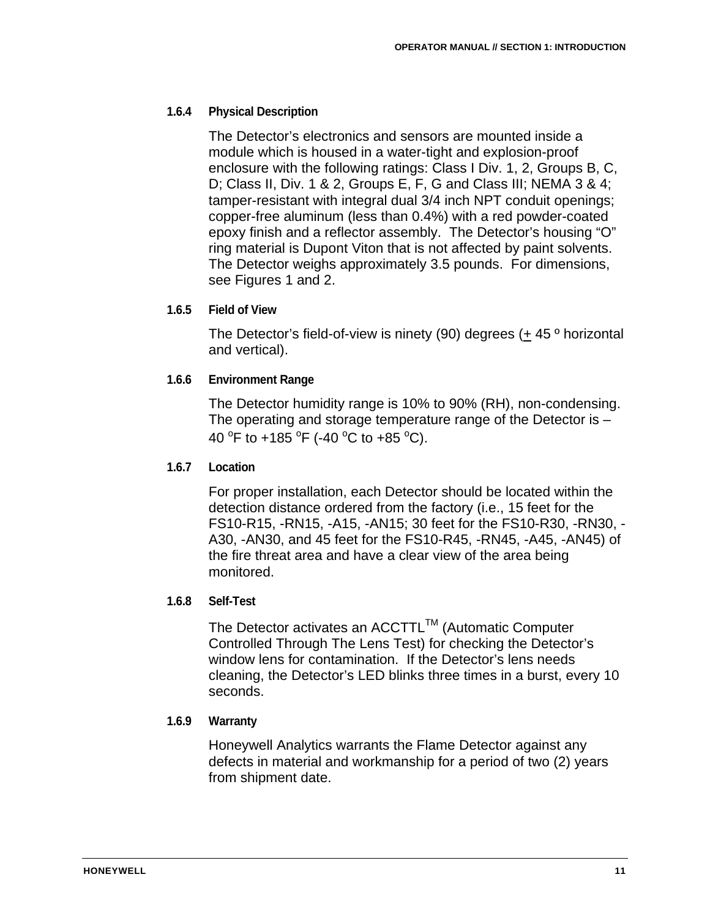### 1.6.4 Physical Description

The Detector's electronics and sensors are mounted inside a module which is housed in a water-tight and explosion-proof enclosure with the following ratings: Class I Div. 1, 2, Groups B, C, D; Class II, Div. 1 & 2, Groups E, F, G and Class III; NEMA 3 & 4; tamper-resistant with integral dual 3/4 inch NPT conduit openings; copper-free aluminum (less than 0.4%) with a red powder-coated epoxy finish and a reflector assembly. The Detector's housing "O" ring material is Dupont Viton that is not affected by paint solvents. The Detector weighs approximately 3.5 pounds. For dimensions, see Figures 1 and 2.

### 1.6.5 Field of View

The Detector's field-of-view is ninety (90) degrees (± 45 º horizontal and vertical).

### 1.6.6 Environment Range

The Detector humidity range is 10% to 90% (RH), non-condensing. The operating and storage temperature range of the Detector is – 40 $^{o}$F to +185 $^{o}$F (-40 $^{o}$C to +85 $^{o}$C).

### 1.6.7 Location

For proper installation, each Detector should be located within the detection distance ordered from the factory (i.e., 15 feet for the FS10-R15, -RN15, -A15, -AN15; 30 feet for the FS10-R30, -RN30, -A30, -AN30, and 45 feet for the FS10-R45, -RN45, -A45, -AN45) of the fire threat area and have a clear view of the area being monitored.

### 1.6.8 Self-Test

The Detector activates an ACCTTL™ (Automatic Computer Controlled Through The Lens Test) for checking the Detector's window lens for contamination. If the Detector's lens needs cleaning, the Detector's LED blinks three times in a burst, every 10 seconds.

### 1.6.9 Warranty

Honeywell Analytics warrants the Flame Detector against any defects in material and workmanship for a period of two (2) years from shipment date.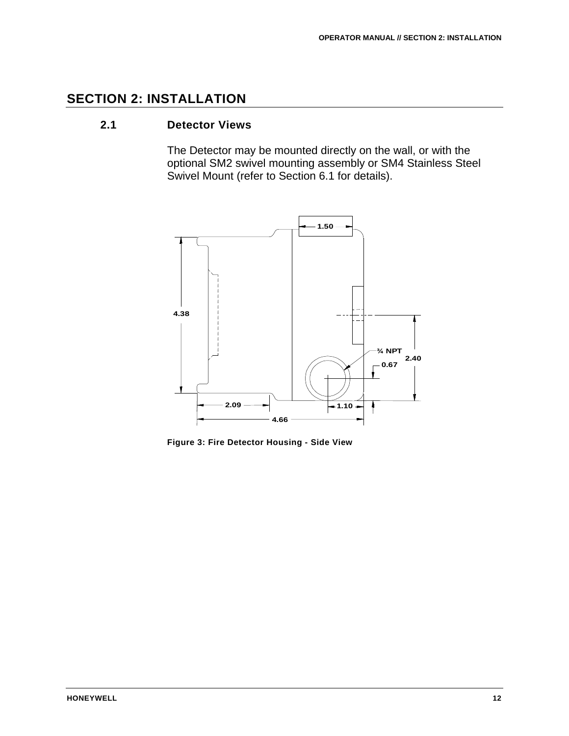# SECTION 2: INSTALLATION

## 2.1 Detector Views

The Detector may be mounted directly on the wall, or with the optional SM2 swivel mounting assembly or SM4 Stainless Steel Swivel Mount (refer to Section 6.1 for details).

Figure 3: Fire Detector Housing - Side View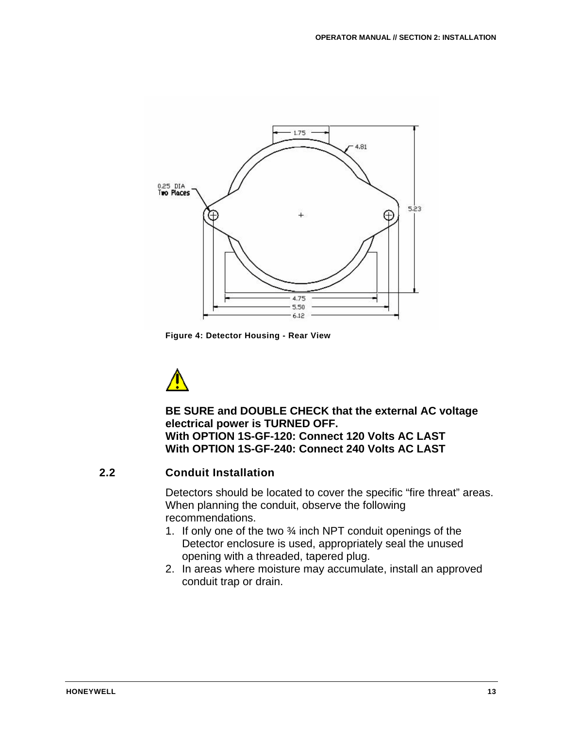Figure 4: Detector Housing - Rear View

**BE SURE and DOUBLE CHECK that the external AC voltage electrical power is TURNED OFF.**
**With OPTION 1S-GF-120: Connect 120 Volts AC LAST**
**With OPTION 1S-GF-240: Connect 240 Volts AC LAST**

## 2.2 Conduit Installation

Detectors should be located to cover the specific "fire threat" areas. When planning the conduit, observe the following recommendations.

1. If only one of the two ¾ inch NPT conduit openings of the Detector enclosure is used, appropriately seal the unused opening with a threaded, tapered plug.
2. In areas where moisture may accumulate, install an approved conduit trap or drain.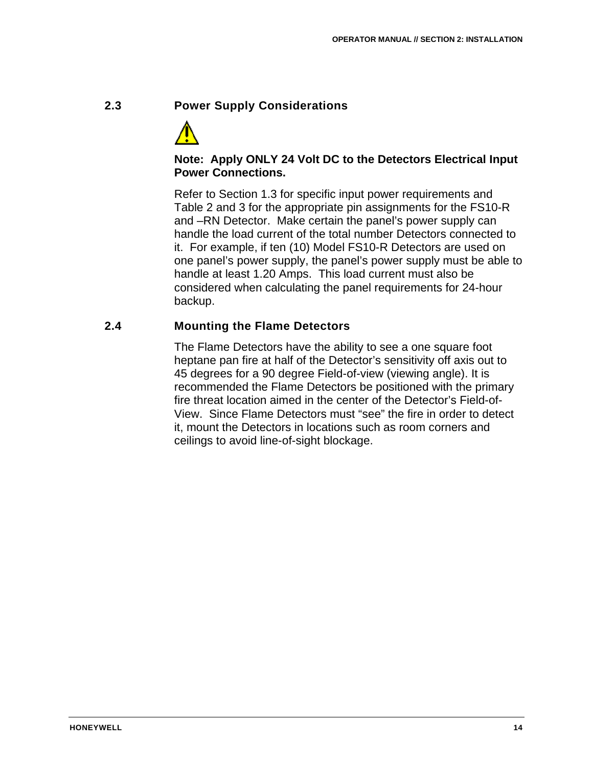## 2.3 Power Supply Considerations

**Note: Apply ONLY 24 Volt DC to the Detectors Electrical Input Power Connections.**

Refer to Section 1.3 for specific input power requirements and Table 2 and 3 for the appropriate pin assignments for the FS10-R and –RN Detector. Make certain the panel's power supply can handle the load current of the total number Detectors connected to it. For example, if ten (10) Model FS10-R Detectors are used on one panel's power supply, the panel's power supply must be able to handle at least 1.20 Amps. This load current must also be considered when calculating the panel requirements for 24-hour backup.

## 2.4 Mounting the Flame Detectors

The Flame Detectors have the ability to see a one square foot heptane pan fire at half of the Detector's sensitivity off axis out to 45 degrees for a 90 degree Field-of-view (viewing angle). It is recommended the Flame Detectors be positioned with the primary fire threat location aimed in the center of the Detector's Field-of-View. Since Flame Detectors must "see" the fire in order to detect it, mount the Detectors in locations such as room corners and ceilings to avoid line-of-sight blockage.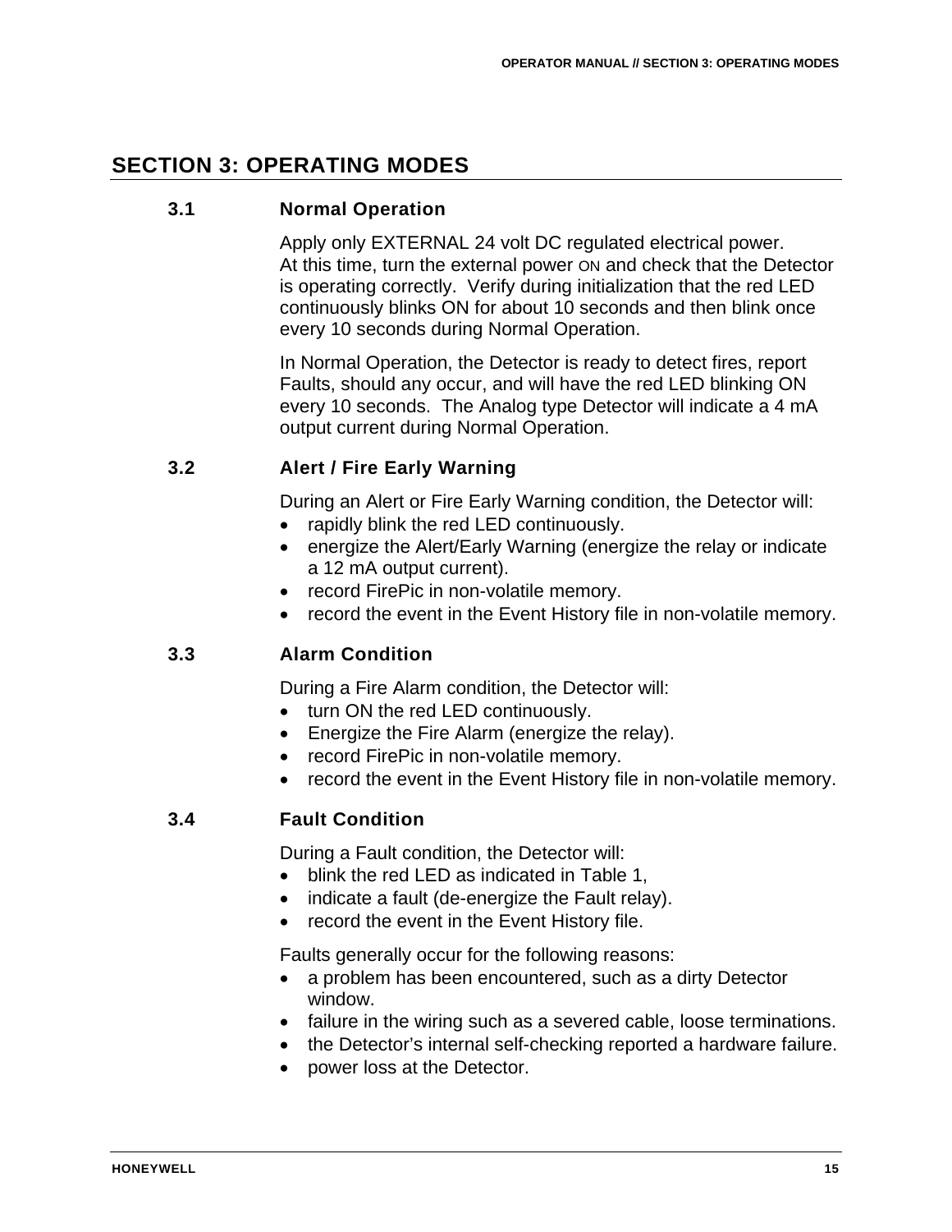# SECTION 3: OPERATING MODES

## 3.1 Normal Operation

Apply only EXTERNAL 24 volt DC regulated electrical power.
At this time, turn the external power ON and check that the Detector is operating correctly. Verify during initialization that the red LED continuously blinks ON for about 10 seconds and then blink once every 10 seconds during Normal Operation.

In Normal Operation, the Detector is ready to detect fires, report Faults, should any occur, and will have the red LED blinking ON every 10 seconds. The Analog type Detector will indicate a 4 mA output current during Normal Operation.

## 3.2 Alert / Fire Early Warning

During an Alert or Fire Early Warning condition, the Detector will:

- rapidly blink the red LED continuously.
- energize the Alert/Early Warning (energize the relay or indicate a 12 mA output current).
- record FirePic in non-volatile memory.
- record the event in the Event History file in non-volatile memory.

## 3.3 Alarm Condition

During a Fire Alarm condition, the Detector will:

- turn ON the red LED continuously.
- Energize the Fire Alarm (energize the relay).
- record FirePic in non-volatile memory.
- record the event in the Event History file in non-volatile memory.

## 3.4 Fault Condition

During a Fault condition, the Detector will:

- blink the red LED as indicated in Table 1,
- indicate a fault (de-energize the Fault relay).
- record the event in the Event History file.

Faults generally occur for the following reasons:

- a problem has been encountered, such as a dirty Detector window.
- failure in the wiring such as a severed cable, loose terminations.
- the Detector's internal self-checking reported a hardware failure.
- power loss at the Detector.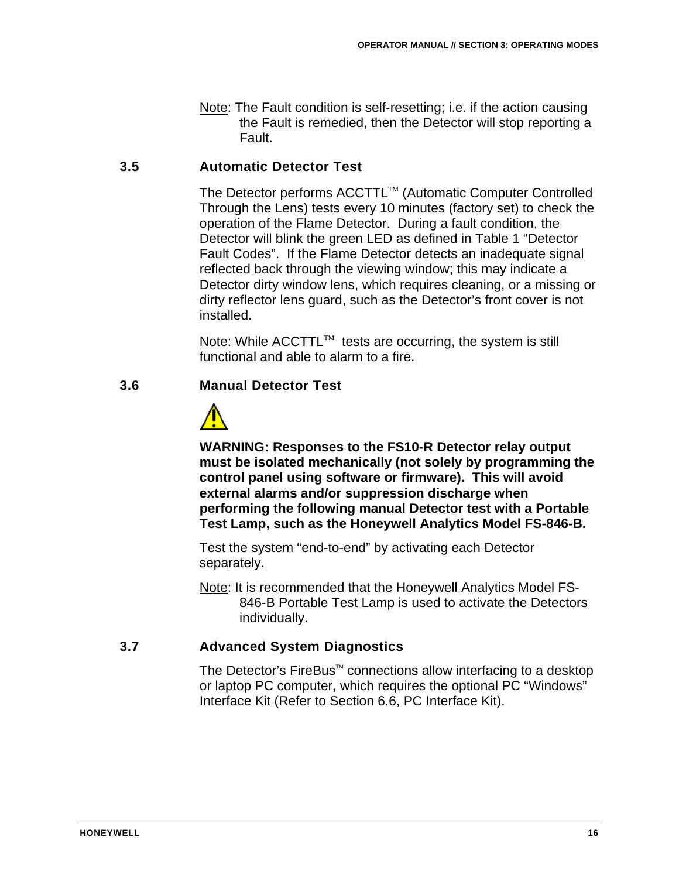Note: The Fault condition is self-resetting; i.e. if the action causing the Fault is remedied, then the Detector will stop reporting a Fault.

### 3.5 Automatic Detector Test

The Detector performs ACCTTL™ (Automatic Computer Controlled Through the Lens) tests every 10 minutes (factory set) to check the operation of the Flame Detector. During a fault condition, the Detector will blink the green LED as defined in Table 1 "Detector Fault Codes". If the Flame Detector detects an inadequate signal reflected back through the viewing window; this may indicate a Detector dirty window lens, which requires cleaning, or a missing or dirty reflector lens guard, such as the Detector's front cover is not installed.

Note: While ACCTTL™ tests are occurring, the system is still functional and able to alarm to a fire.

### 3.6 Manual Detector Test

**WARNING: Responses to the FS10-R Detector relay output must be isolated mechanically (not solely by programming the control panel using software or firmware). This will avoid external alarms and/or suppression discharge when performing the following manual Detector test with a Portable Test Lamp, such as the Honeywell Analytics Model FS-846-B.**

Test the system "end-to-end" by activating each Detector separately.

Note: It is recommended that the Honeywell Analytics Model FS-846-B Portable Test Lamp is used to activate the Detectors individually.

### 3.7 Advanced System Diagnostics

The Detector's FireBus™ connections allow interfacing to a desktop or laptop PC computer, which requires the optional PC "Windows" Interface Kit (Refer to Section 6.6, PC Interface Kit).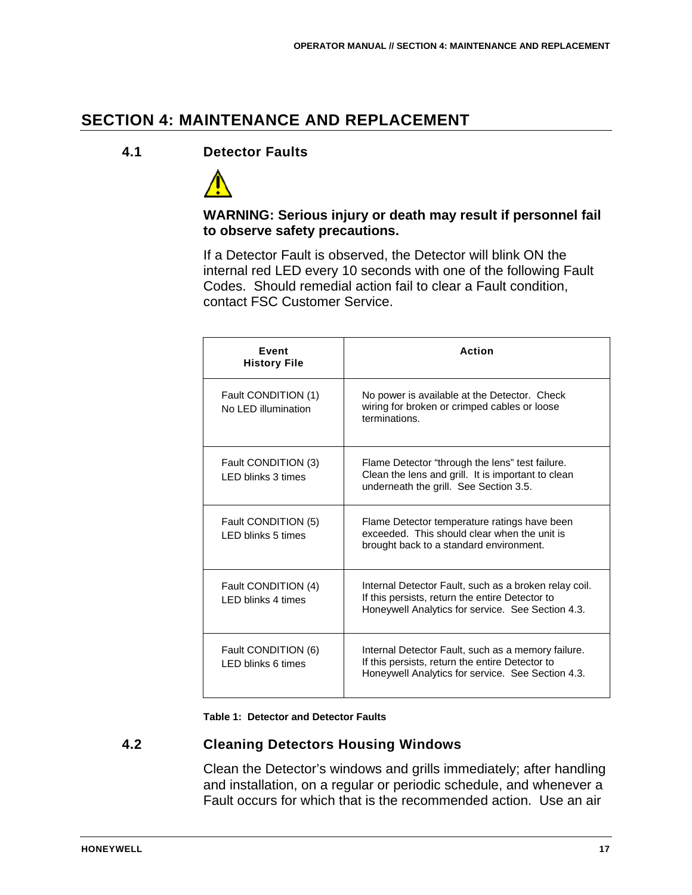# SECTION 4: MAINTENANCE AND REPLACEMENT

## 4.1 Detector Faults

⚠

**WARNING: Serious injury or death may result if personnel fail to observe safety precautions.**

If a Detector Fault is observed, the Detector will blink ON the internal red LED every 10 seconds with one of the following Fault Codes. Should remedial action fail to clear a Fault condition, contact FSC Customer Service.

| Event History File | Action |
|---|---|
| Fault CONDITION (1) No LED illumination | No power is available at the Detector. Check wiring for broken or crimped cables or loose terminations. |
| Fault CONDITION (3) LED blinks 3 times | Flame Detector "through the lens" test failure. Clean the lens and grill. It is important to clean underneath the grill. See Section 3.5. |
| Fault CONDITION (5) LED blinks 5 times | Flame Detector temperature ratings have been exceeded. This should clear when the unit is brought back to a standard environment. |
| Fault CONDITION (4) LED blinks 4 times | Internal Detector Fault, such as a broken relay coil. If this persists, return the entire Detector to Honeywell Analytics for service. See Section 4.3. |
| Fault CONDITION (6) LED blinks 6 times | Internal Detector Fault, such as a memory failure. If this persists, return the entire Detector to Honeywell Analytics for service. See Section 4.3. |

**Table 1: Detector and Detector Faults**

## 4.2 Cleaning Detectors Housing Windows

Clean the Detector's windows and grills immediately; after handling and installation, on a regular or periodic schedule, and whenever a Fault occurs for which that is the recommended action. Use an air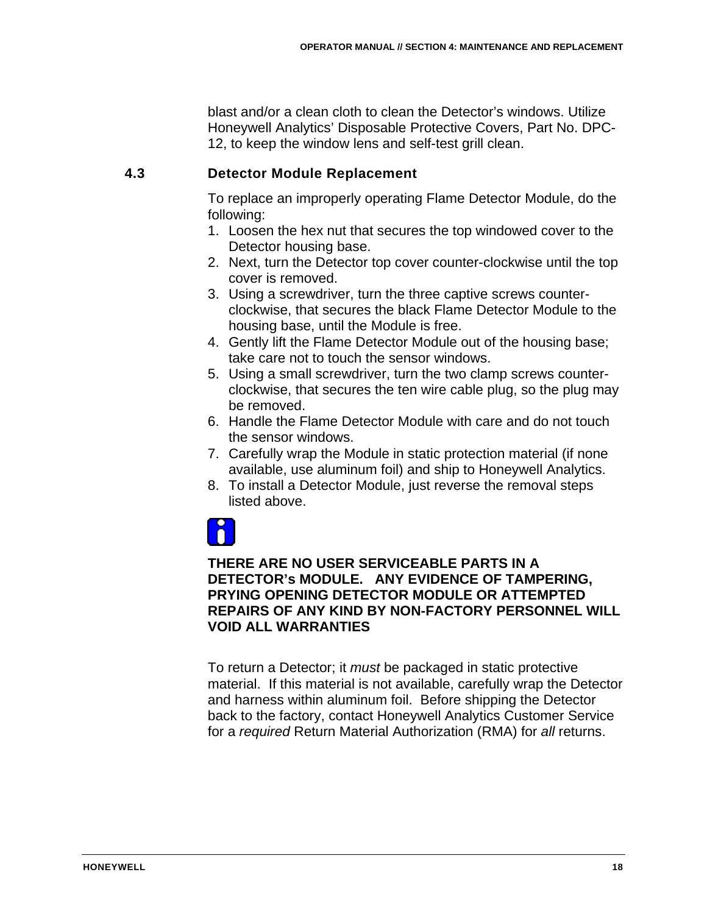blast and/or a clean cloth to clean the Detector's windows. Utilize Honeywell Analytics' Disposable Protective Covers, Part No. DPC-12, to keep the window lens and self-test grill clean.

## 4.3 Detector Module Replacement

To replace an improperly operating Flame Detector Module, do the following:

1. Loosen the hex nut that secures the top windowed cover to the Detector housing base.
2. Next, turn the Detector top cover counter-clockwise until the top cover is removed.
3. Using a screwdriver, turn the three captive screws counter-clockwise, that secures the black Flame Detector Module to the housing base, until the Module is free.
4. Gently lift the Flame Detector Module out of the housing base; take care not to touch the sensor windows.
5. Using a small screwdriver, turn the two clamp screws counter-clockwise, that secures the ten wire cable plug, so the plug may be removed.
6. Handle the Flame Detector Module with care and do not touch the sensor windows.
7. Carefully wrap the Module in static protection material (if none available, use aluminum foil) and ship to Honeywell Analytics.
8. To install a Detector Module, just reverse the removal steps listed above.

**THERE ARE NO USER SERVICEABLE PARTS IN A DETECTOR's MODULE. ANY EVIDENCE OF TAMPERING, PRYING OPENING DETECTOR MODULE OR ATTEMPTED REPAIRS OF ANY KIND BY NON-FACTORY PERSONNEL WILL VOID ALL WARRANTIES**

To return a Detector; it *must* be packaged in static protective material. If this material is not available, carefully wrap the Detector and harness within aluminum foil. Before shipping the Detector back to the factory, contact Honeywell Analytics Customer Service for a *required* Return Material Authorization (RMA) for *all* returns.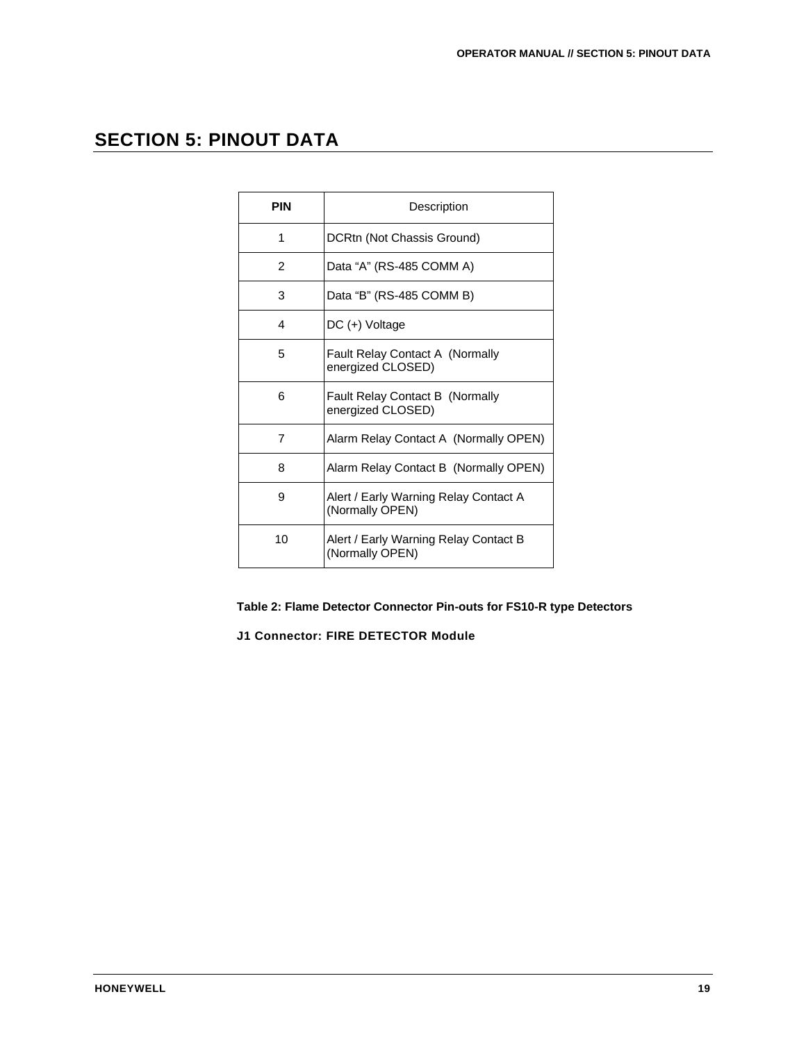# SECTION 5: PINOUT DATA

| PIN | Description |
|---|---|
| 1 | DCRtn (Not Chassis Ground) |
| 2 | Data “A” (RS-485 COMM A) |
| 3 | Data “B” (RS-485 COMM B) |
| 4 | DC (+) Voltage |
| 5 | Fault Relay Contact A (Normally energized CLOSED) |
| 6 | Fault Relay Contact B (Normally energized CLOSED) |
| 7 | Alarm Relay Contact A (Normally OPEN) |
| 8 | Alarm Relay Contact B (Normally OPEN) |
| 9 | Alert / Early Warning Relay Contact A (Normally OPEN) |
| 10 | Alert / Early Warning Relay Contact B (Normally OPEN) |

**Table 2: Flame Detector Connector Pin-outs for FS10-R type Detectors**

**J1 Connector: FIRE DETECTOR Module**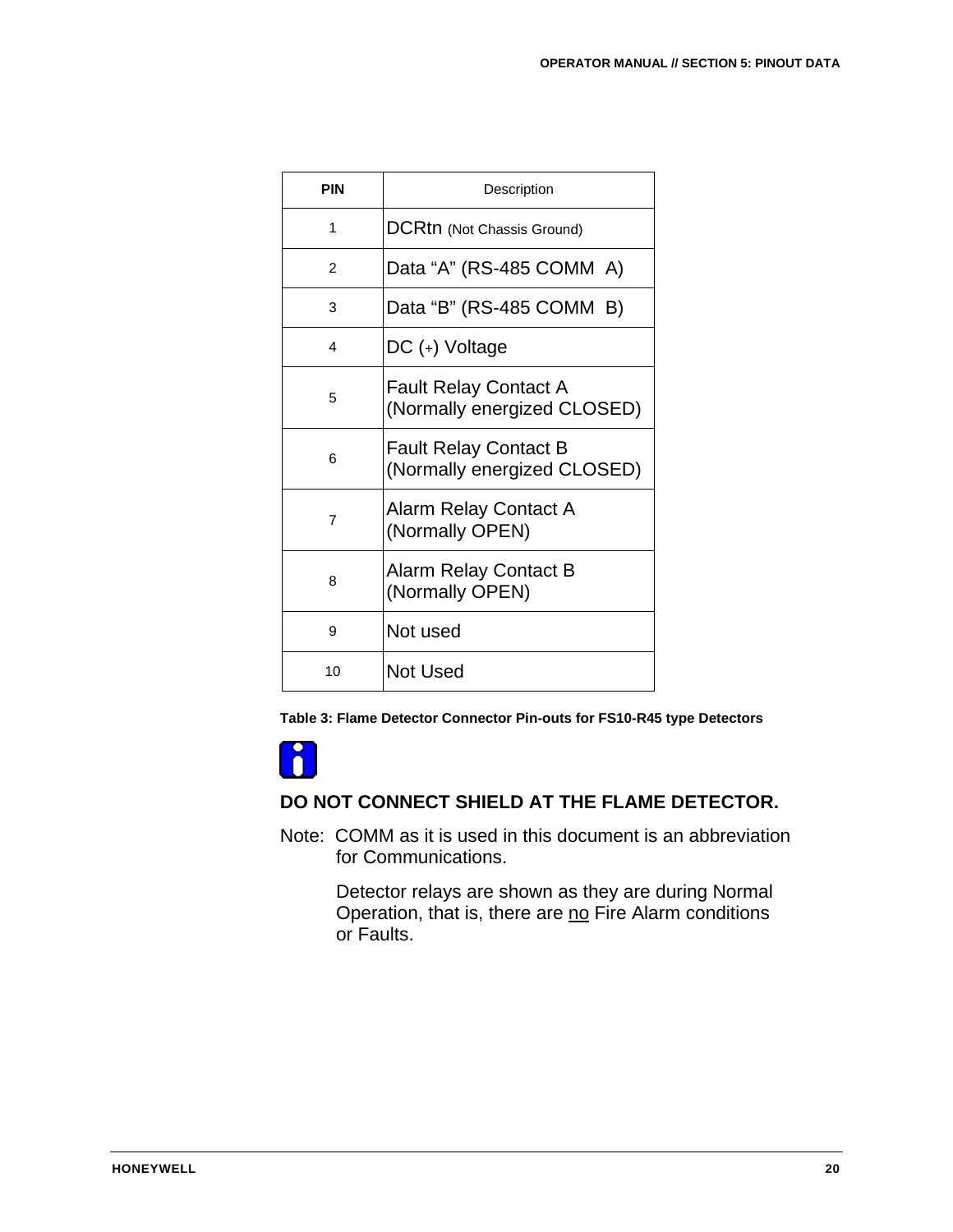| PIN | Description |
|---|---|
| 1 | DCRtn (Not Chassis Ground) |
| 2 | Data “A” (RS-485 COMM A) |
| 3 | Data “B” (RS-485 COMM B) |
| 4 | DC (+) Voltage |
| 5 | Fault Relay Contact A (Normally energized CLOSED) |
| 6 | Fault Relay Contact B (Normally energized CLOSED) |
| 7 | Alarm Relay Contact A (Normally OPEN) |
| 8 | Alarm Relay Contact B (Normally OPEN) |
| 9 | Not used |
| 10 | Not Used |

**Table 3: Flame Detector Connector Pin-outs for FS10-R45 type Detectors**

**DO NOT CONNECT SHIELD AT THE FLAME DETECTOR.**

Note: COMM as it is used in this document is an abbreviation for Communications.

Detector relays are shown as they are during Normal Operation, that is, there are no Fire Alarm conditions or Faults.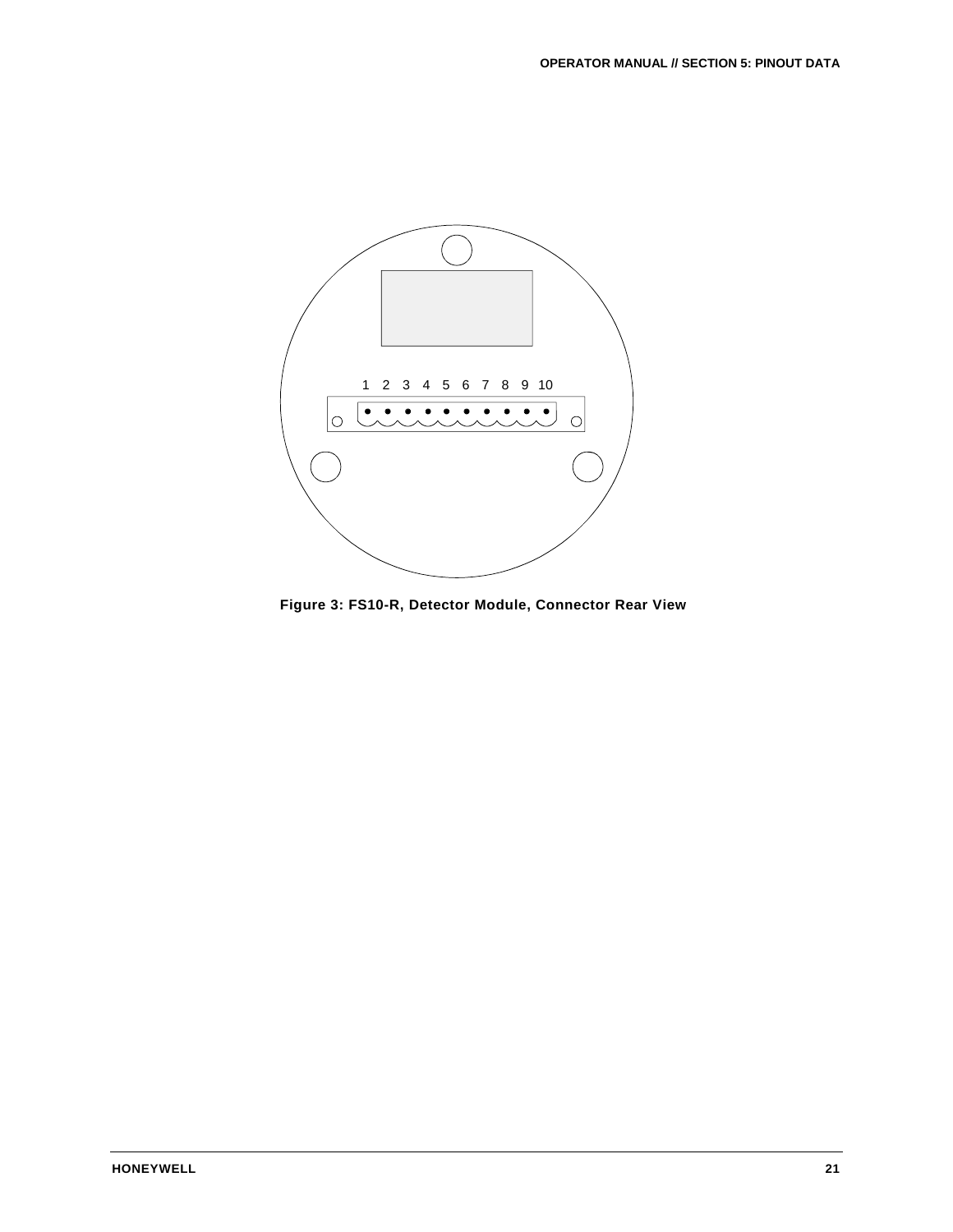1 2 3 4 5 6 7 8 9 10

**Figure 3: FS10-R, Detector Module, Connector Rear View**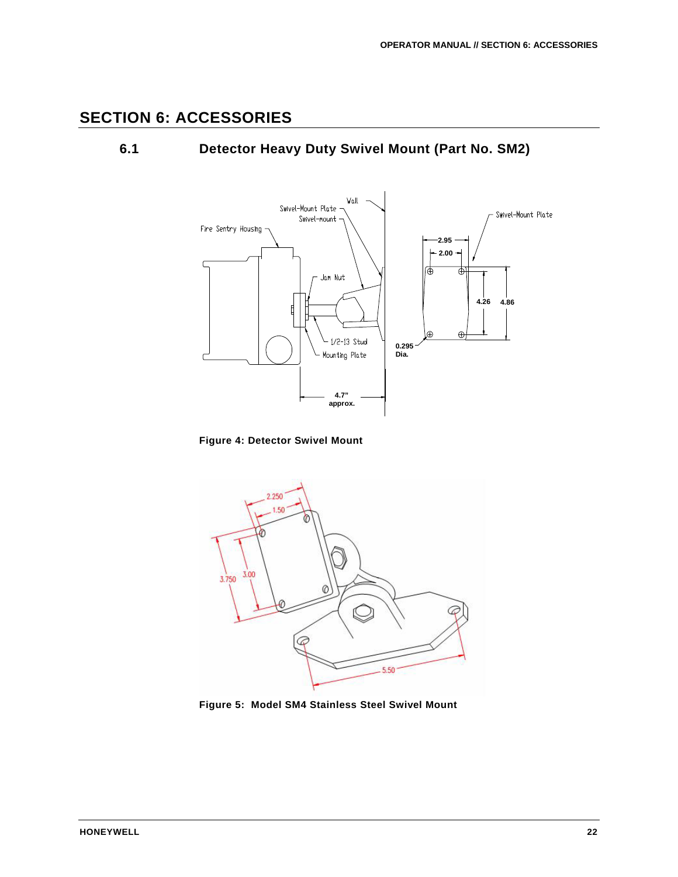# SECTION 6: ACCESSORIES

## 6.1 Detector Heavy Duty Swivel Mount (Part No. SM2)

Figure 4: Detector Swivel Mount

Figure 5: Model SM4 Stainless Steel Swivel Mount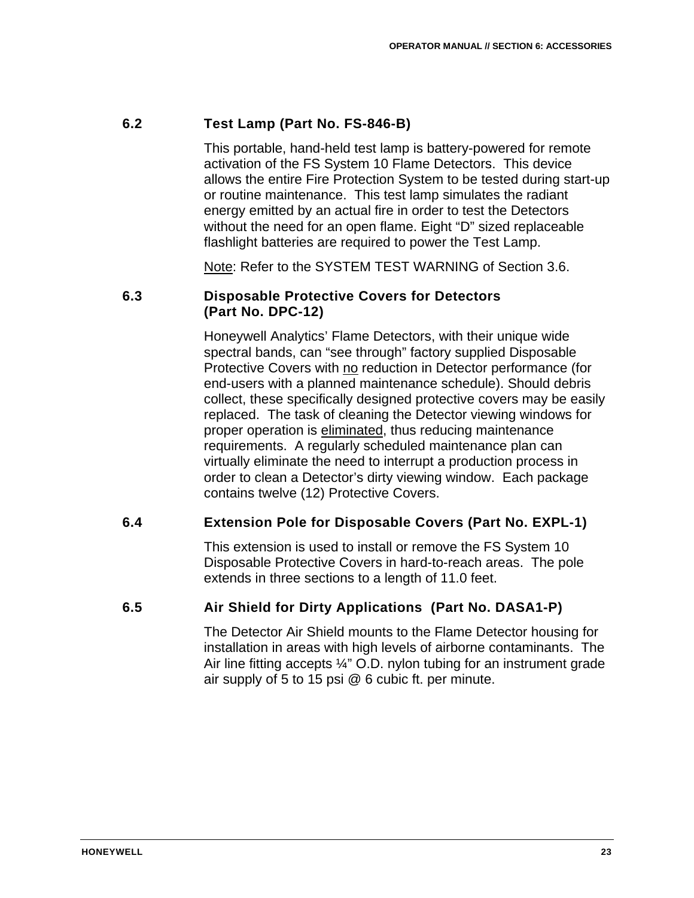## 6.2 Test Lamp (Part No. FS-846-B)

This portable, hand-held test lamp is battery-powered for remote activation of the FS System 10 Flame Detectors. This device allows the entire Fire Protection System to be tested during start-up or routine maintenance. This test lamp simulates the radiant energy emitted by an actual fire in order to test the Detectors without the need for an open flame. Eight "D" sized replaceable flashlight batteries are required to power the Test Lamp.

<u>Note</u>: Refer to the SYSTEM TEST WARNING of Section 3.6.

## 6.3 Disposable Protective Covers for Detectors (Part No. DPC-12)

Honeywell Analytics' Flame Detectors, with their unique wide spectral bands, can "see through" factory supplied Disposable Protective Covers with <u>no</u> reduction in Detector performance (for end-users with a planned maintenance schedule). Should debris collect, these specifically designed protective covers may be easily replaced. The task of cleaning the Detector viewing windows for proper operation is <u>eliminated</u>, thus reducing maintenance requirements. A regularly scheduled maintenance plan can virtually eliminate the need to interrupt a production process in order to clean a Detector's dirty viewing window. Each package contains twelve (12) Protective Covers.

## 6.4 Extension Pole for Disposable Covers (Part No. EXPL-1)

This extension is used to install or remove the FS System 10 Disposable Protective Covers in hard-to-reach areas. The pole extends in three sections to a length of 11.0 feet.

## 6.5 Air Shield for Dirty Applications (Part No. DASA1-P)

The Detector Air Shield mounts to the Flame Detector housing for installation in areas with high levels of airborne contaminants. The Air line fitting accepts ¼" O.D. nylon tubing for an instrument grade air supply of 5 to 15 psi @ 6 cubic ft. per minute.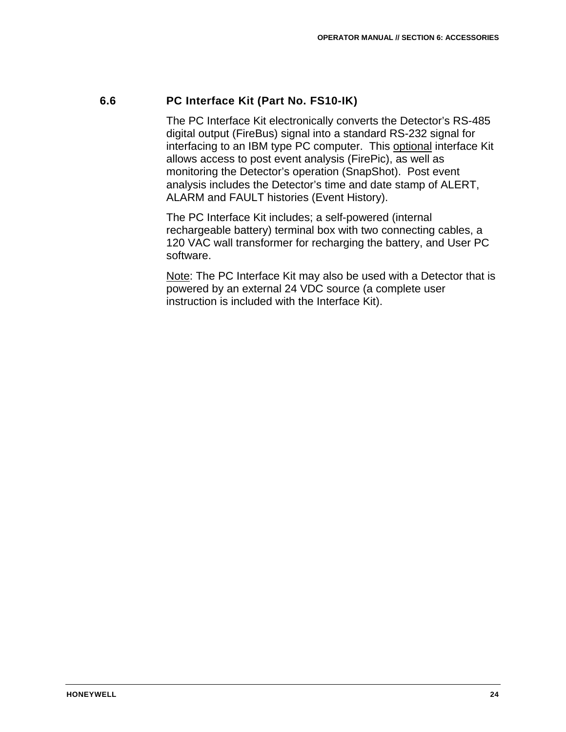## 6.6 PC Interface Kit (Part No. FS10-IK)

The PC Interface Kit electronically converts the Detector's RS-485 digital output (FireBus) signal into a standard RS-232 signal for interfacing to an IBM type PC computer. This <u>optional</u> interface Kit allows access to post event analysis (FirePic), as well as monitoring the Detector's operation (SnapShot). Post event analysis includes the Detector's time and date stamp of ALERT, ALARM and FAULT histories (Event History).

The PC Interface Kit includes; a self-powered (internal rechargeable battery) terminal box with two connecting cables, a 120 VAC wall transformer for recharging the battery, and User PC software.

<u>Note</u>: The PC Interface Kit may also be used with a Detector that is powered by an external 24 VDC source (a complete user instruction is included with the Interface Kit).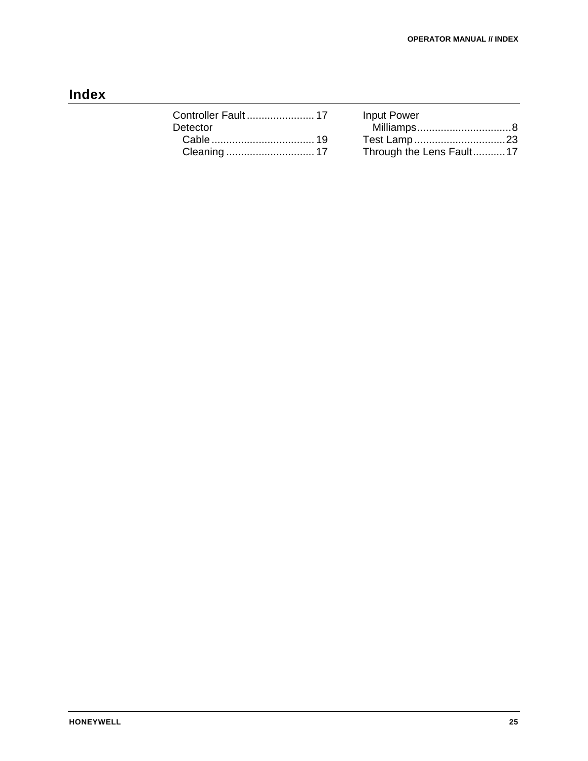# Index

Controller Fault ....................... 17
Detector
  Cable .................................. 19
  Cleaning .............................. 17
Input Power
  Milliamps ................................ 8
Test Lamp ............................... 23
Through the Lens Fault ........... 17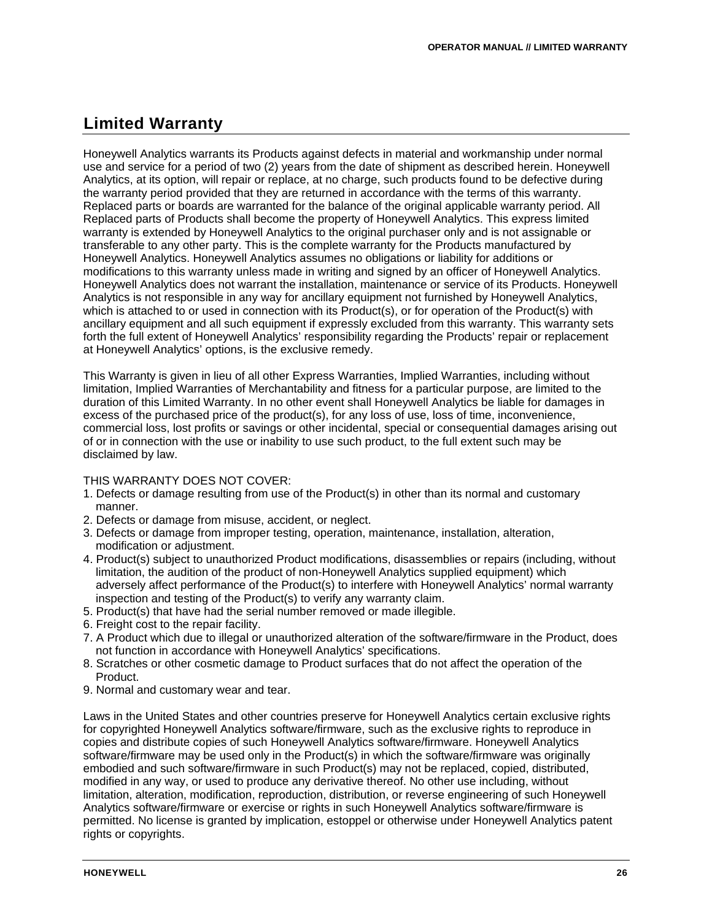## Limited Warranty

Honeywell Analytics warrants its Products against defects in material and workmanship under normal use and service for a period of two (2) years from the date of shipment as described herein. Honeywell Analytics, at its option, will repair or replace, at no charge, such products found to be defective during the warranty period provided that they are returned in accordance with the terms of this warranty. Replaced parts or boards are warranted for the balance of the original applicable warranty period. All Replaced parts of Products shall become the property of Honeywell Analytics. This express limited warranty is extended by Honeywell Analytics to the original purchaser only and is not assignable or transferable to any other party. This is the complete warranty for the Products manufactured by Honeywell Analytics. Honeywell Analytics assumes no obligations or liability for additions or modifications to this warranty unless made in writing and signed by an officer of Honeywell Analytics. Honeywell Analytics does not warrant the installation, maintenance or service of its Products. Honeywell Analytics is not responsible in any way for ancillary equipment not furnished by Honeywell Analytics, which is attached to or used in connection with its Product(s), or for operation of the Product(s) with ancillary equipment and all such equipment if expressly excluded from this warranty. This warranty sets forth the full extent of Honeywell Analytics' responsibility regarding the Products' repair or replacement at Honeywell Analytics' options, is the exclusive remedy.

This Warranty is given in lieu of all other Express Warranties, Implied Warranties, including without limitation, Implied Warranties of Merchantability and fitness for a particular purpose, are limited to the duration of this Limited Warranty. In no other event shall Honeywell Analytics be liable for damages in excess of the purchased price of the product(s), for any loss of use, loss of time, inconvenience, commercial loss, lost profits or savings or other incidental, special or consequential damages arising out of or in connection with the use or inability to use such product, to the full extent such may be disclaimed by law.

THIS WARRANTY DOES NOT COVER:

1. Defects or damage resulting from use of the Product(s) in other than its normal and customary manner.
2. Defects or damage from misuse, accident, or neglect.
3. Defects or damage from improper testing, operation, maintenance, installation, alteration, modification or adjustment.
4. Product(s) subject to unauthorized Product modifications, disassemblies or repairs (including, without limitation, the audition of the product of non-Honeywell Analytics supplied equipment) which adversely affect performance of the Product(s) to interfere with Honeywell Analytics' normal warranty inspection and testing of the Product(s) to verify any warranty claim.
5. Product(s) that have had the serial number removed or made illegible.
6. Freight cost to the repair facility.
7. A Product which due to illegal or unauthorized alteration of the software/firmware in the Product, does not function in accordance with Honeywell Analytics' specifications.
8. Scratches or other cosmetic damage to Product surfaces that do not affect the operation of the Product.
9. Normal and customary wear and tear.

Laws in the United States and other countries preserve for Honeywell Analytics certain exclusive rights for copyrighted Honeywell Analytics software/firmware, such as the exclusive rights to reproduce in copies and distribute copies of such Honeywell Analytics software/firmware. Honeywell Analytics software/firmware may be used only in the Product(s) in which the software/firmware was originally embodied and such software/firmware in such Product(s) may not be replaced, copied, distributed, modified in any way, or used to produce any derivative thereof. No other use including, without limitation, alteration, modification, reproduction, distribution, or reverse engineering of such Honeywell Analytics software/firmware or exercise or rights in such Honeywell Analytics software/firmware is permitted. No license is granted by implication, estoppel or otherwise under Honeywell Analytics patent rights or copyrights.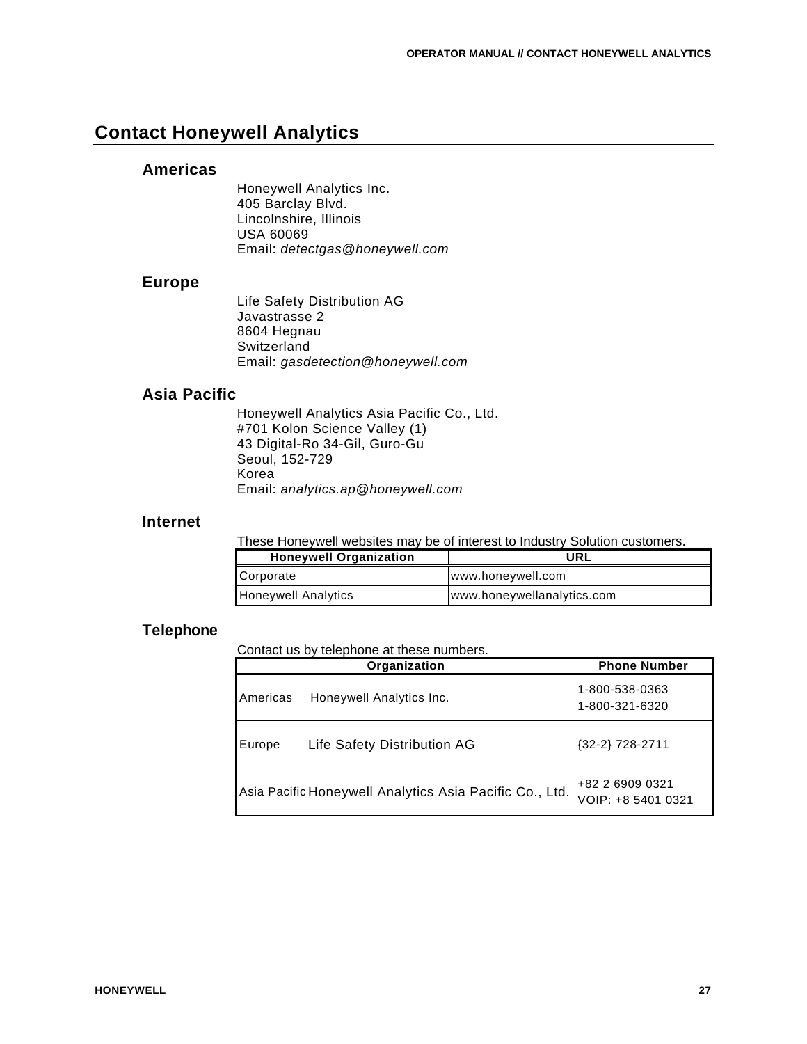# Contact Honeywell Analytics

## Americas

Honeywell Analytics Inc.
405 Barclay Blvd.
Lincolnshire, Illinois
USA 60069
Email: *detectgas@honeywell.com*

## Europe

Life Safety Distribution AG
Javastrasse 2
8604 Hegnau
Switzerland
Email: *gasdetection@honeywell.com*

## Asia Pacific

Honeywell Analytics Asia Pacific Co., Ltd.
#701 Kolon Science Valley (1)
43 Digital-Ro 34-Gil, Guro-Gu
Seoul, 152-729
Korea
Email: *analytics.ap@honeywell.com*

## Internet

These Honeywell websites may be of interest to Industry Solution customers.

| Honeywell Organization | URL |
|---|---|
| Corporate | www.honeywell.com |
| Honeywell Analytics | www.honeywellanalytics.com |

## Telephone

Contact us by telephone at these numbers.

| Organization | | Phone Number |
|---|---|---|
| Americas | Honeywell Analytics Inc. | 1-800-538-0363<br>1-800-321-6320 |
| Europe | Life Safety Distribution AG | {32-2} 728-2711 |
| Asia Pacific | Honeywell Analytics Asia Pacific Co., Ltd. | +82 2 6909 0321<br>VOIP: +8 5401 0321 |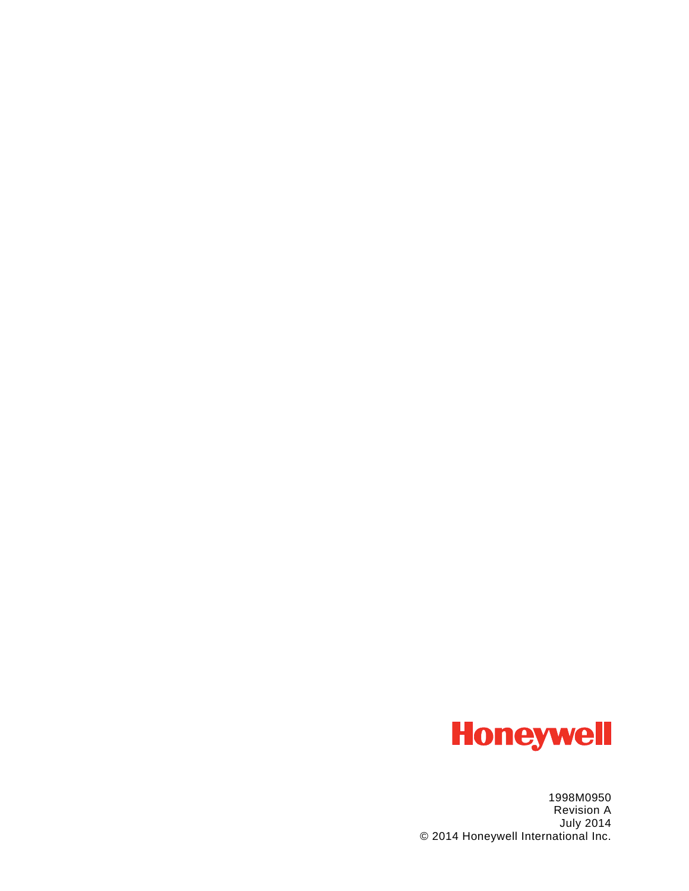Honeywell

1998M0950
Revision A
July 2014
© 2014 Honeywell International Inc.